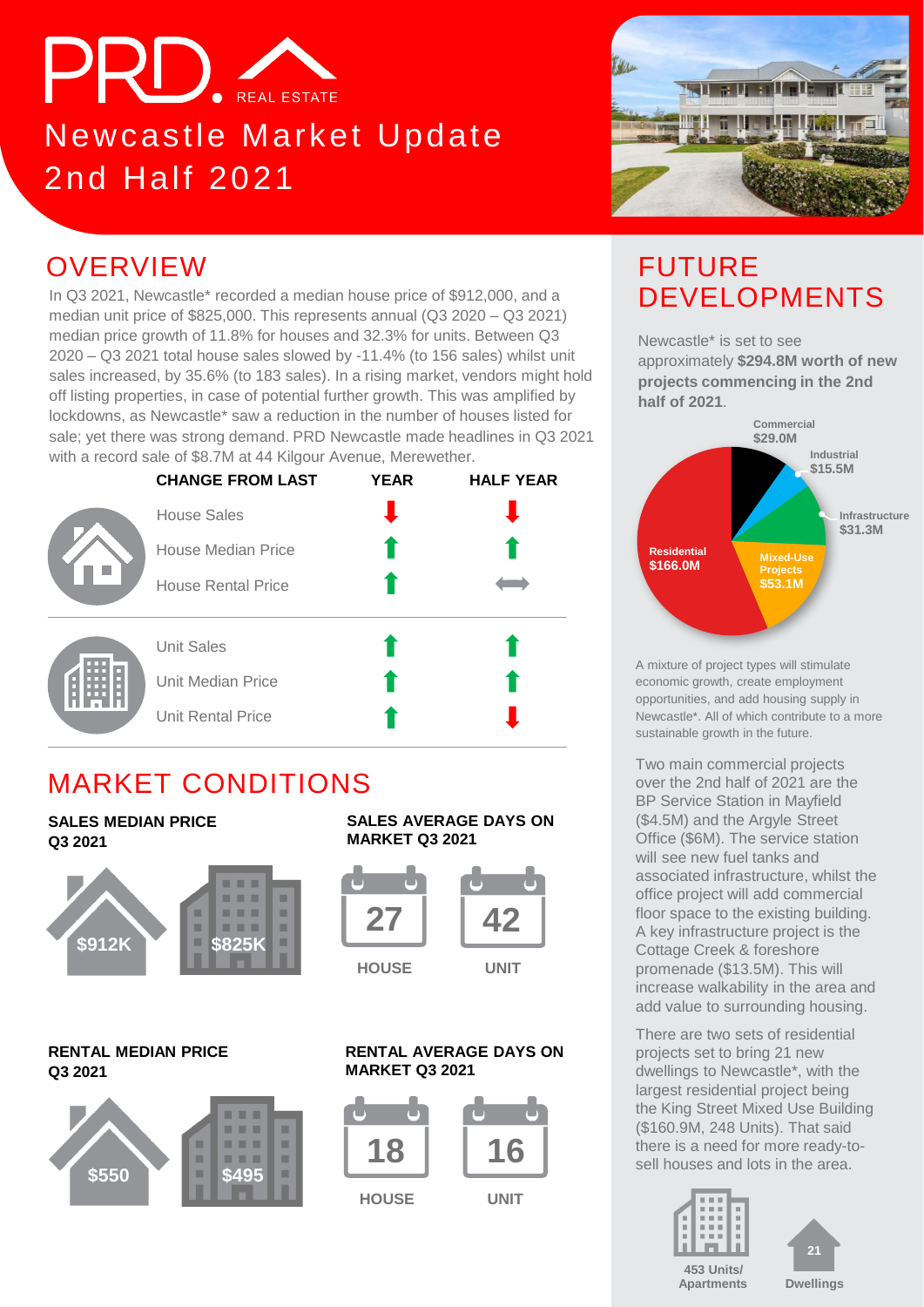# PRD. REAL ESTATE

# Newcastle Market Update 2nd Half 2021

## OVERVIEW

In Q3 2021, Newcastle* recorded a median house price of $912,000, and a median unit price of $825,000. This represents annual (Q3 2020 – Q3 2021) median price growth of 11.8% for houses and 32.3% for units. Between Q3 2020 – Q3 2021 total house sales slowed by -11.4% (to 156 sales) whilst unit sales increased, by 35.6% (to 183 sales). In a rising market, vendors might hold off listing properties, in case of potential further growth. This was amplified by lockdowns, as Newcastle* saw a reduction in the number of houses listed for sale; yet there was strong demand. PRD Newcastle made headlines in Q3 2021 with a record sale of $8.7M at 44 Kilgour Avenue, Merewether.

| CHANGE FROM LAST | YEAR | HALF YEAR |
|---|---|---|
| House Sales | ↓ | ↓ |
| House Median Price | ↑ | ↑ |
| House Rental Price | ↑ | ↔ |
| Unit Sales | ↑ | ↑ |
| Unit Median Price | ↑ | ↑ |
| Unit Rental Price | ↑ | ↓ |

## MARKET CONDITIONS

**SALES MEDIAN PRICE Q3 2021**

- House: $912K
- Unit: $825K

**SALES AVERAGE DAYS ON MARKET Q3 2021**

- House: 27
- Unit: 42

**RENTAL MEDIAN PRICE Q3 2021**

- House: $550
- Unit: $495

**RENTAL AVERAGE DAYS ON MARKET Q3 2021**

- House: 18
- Unit: 16

## FUTURE DEVELOPMENTS

Newcastle* is set to see approximately **$294.8M worth of new projects commencing in the 2nd half of 2021**.

- Commercial $29.0M
- Industrial $15.5M
- Infrastructure $31.3M
- Mixed-Use Projects $53.1M
- Residential $166.0M

A mixture of project types will stimulate economic growth, create employment opportunities, and add housing supply in Newcastle*. All of which contribute to a more sustainable growth in the future.

Two main commercial projects over the 2nd half of 2021 are the BP Service Station in Mayfield ($4.5M) and the Argyle Street Office ($6M). The service station will see new fuel tanks and associated infrastructure, whilst the office project will add commercial floor space to the existing building. A key infrastructure project is the Cottage Creek & foreshore promenade ($13.5M). This will increase walkability in the area and add value to surrounding housing.

There are two sets of residential projects set to bring 21 new dwellings to Newcastle*, with the largest residential project being the King Street Mixed Use Building ($160.9M, 248 Units). That said there is a need for more ready-to-sell houses and lots in the area.

- 453 Units/ Apartments
- 21 Dwellings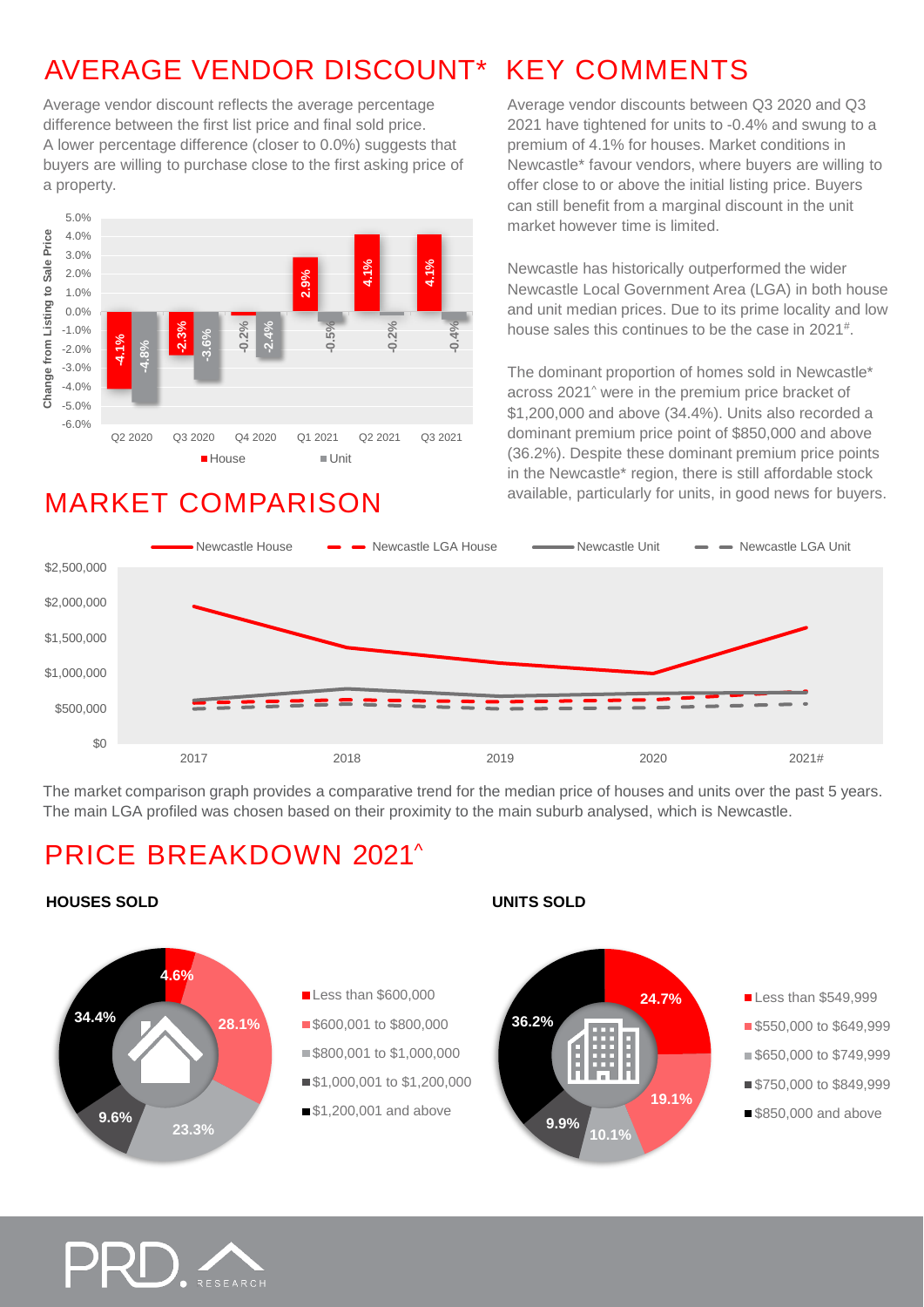## AVERAGE VENDOR DISCOUNT*

Average vendor discount reflects the average percentage difference between the first list price and final sold price. A lower percentage difference (closer to 0.0%) suggests that buyers are willing to purchase close to the first asking price of a property.

| | Q2 2020 | Q3 2020 | Q4 2020 | Q1 2021 | Q2 2021 | Q3 2021 |
|---|---|---|---|---|---|---|
| House | -4.1% | -2.3% | -0.2% | 2.9% | 4.1% | 4.1% |
| Unit | -4.8% | -3.6% | -2.4% | -0.5% | -0.2% | -0.4% |

## KEY COMMENTS

Average vendor discounts between Q3 2020 and Q3 2021 have tightened for units to -0.4% and swung to a premium of 4.1% for houses. Market conditions in Newcastle* favour vendors, where buyers are willing to offer close to or above the initial listing price. Buyers can still benefit from a marginal discount in the unit market however time is limited.

Newcastle has historically outperformed the wider Newcastle Local Government Area (LGA) in both house and unit median prices. Due to its prime locality and low house sales this continues to be the case in 2021#.

The dominant proportion of homes sold in Newcastle* across 2021^ were in the premium price bracket of $1,200,000 and above (34.4%). Units also recorded a dominant premium price point of $850,000 and above (36.2%). Despite these dominant premium price points in the Newcastle* region, there is still affordable stock available, particularly for units, in good news for buyers.

## MARKET COMPARISON

The market comparison graph provides a comparative trend for the median price of houses and units over the past 5 years. The main LGA profiled was chosen based on their proximity to the main suburb analysed, which is Newcastle.

## PRICE BREAKDOWN 2021^

**HOUSES SOLD**

| Price Range | Share |
|---|---|
| Less than $600,000 | 4.6% |
| $600,001 to $800,000 | 28.1% |
| $800,001 to $1,000,000 | 23.3% |
| $1,000,001 to $1,200,000 | 9.6% |
| $1,200,001 and above | 34.4% |

**UNITS SOLD**

| Price Range | Share |
|---|---|
| Less than $549,999 | 24.7% |
| $550,000 to $649,999 | 19.1% |
| $650,000 to $749,999 | 10.1% |
| $750,000 to $849,999 | 9.9% |
| $850,000 and above | 36.2% |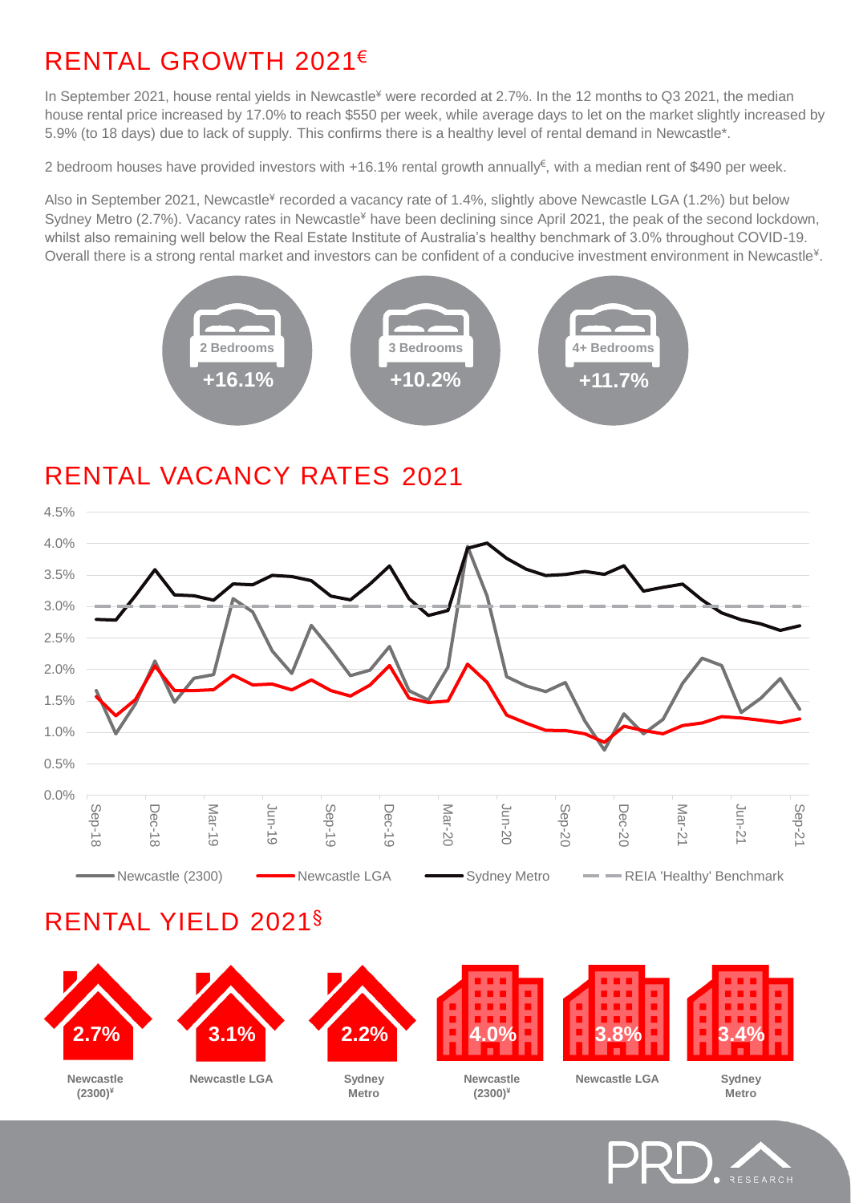## RENTAL GROWTH 2021€

In September 2021, house rental yields in Newcastle¥ were recorded at 2.7%. In the 12 months to Q3 2021, the median house rental price increased by 17.0% to reach $550 per week, while average days to let on the market slightly increased by 5.9% (to 18 days) due to lack of supply. This confirms there is a healthy level of rental demand in Newcastle*.

2 bedroom houses have provided investors with +16.1% rental growth annually€, with a median rent of $490 per week.

Also in September 2021, Newcastle¥ recorded a vacancy rate of 1.4%, slightly above Newcastle LGA (1.2%) but below Sydney Metro (2.7%). Vacancy rates in Newcastle¥ have been declining since April 2021, the peak of the second lockdown, whilst also remaining well below the Real Estate Institute of Australia's healthy benchmark of 3.0% throughout COVID-19. Overall there is a strong rental market and investors can be confident of a conducive investment environment in Newcastle¥.

| 2 Bedrooms | 3 Bedrooms | 4+ Bedrooms |
|---|---|---|
| +16.1% | +10.2% | +11.7% |

## RENTAL VACANCY RATES 2021

Newcastle (2300) — Newcastle LGA — Sydney Metro — REIA 'Healthy' Benchmark

## RENTAL YIELD 2021§

| | Newcastle (2300)¥ | Newcastle LGA | Sydney Metro |
|---|---|---|---|
| Houses | 2.7% | 3.1% | 2.2% |
| Units | 4.0% | 3.8% | 3.4% |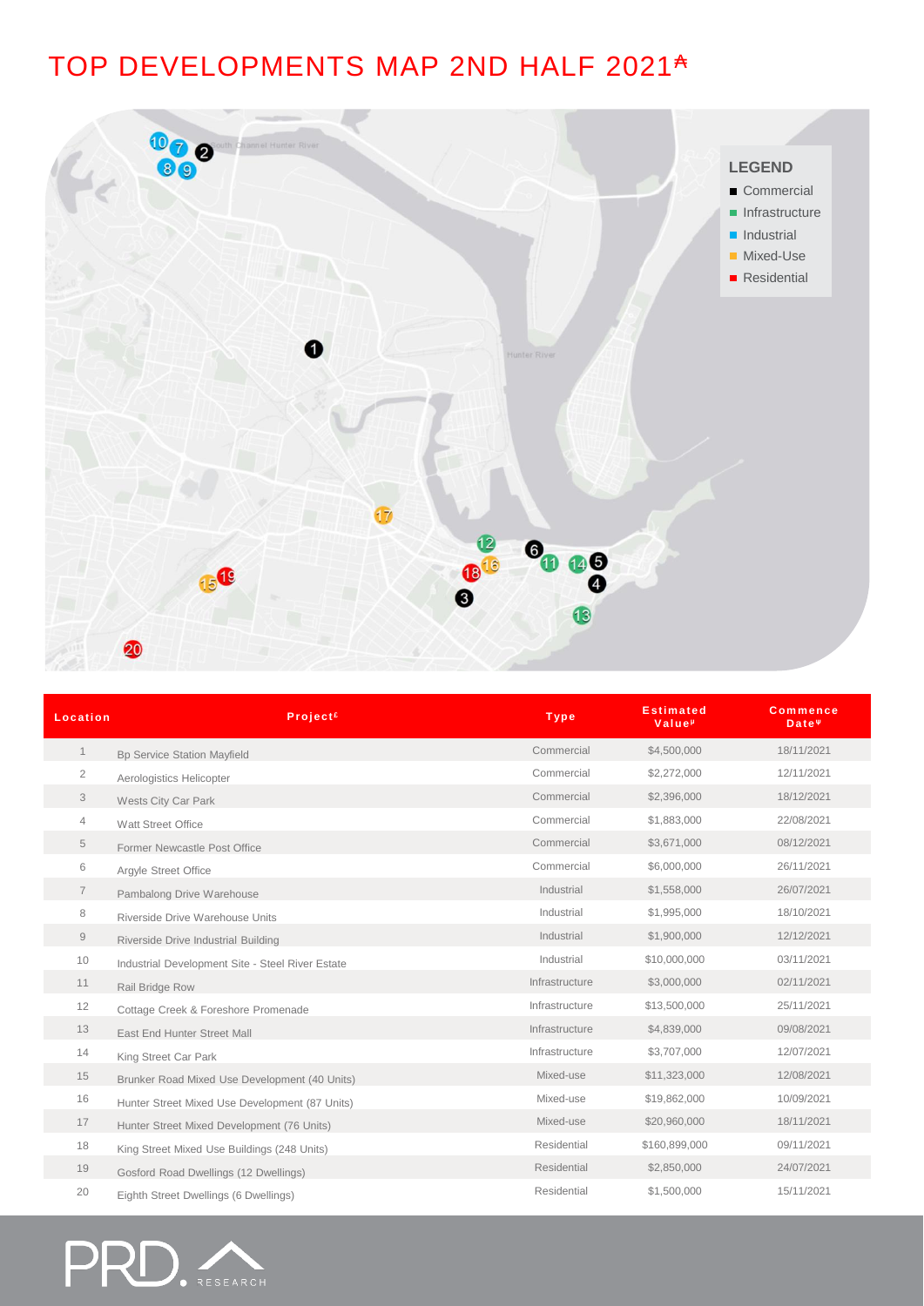# TOP DEVELOPMENTS MAP 2ND HALF 2021*

**LEGEND**

- Commercial
- Infrastructure
- Industrial
- Mixed-Use
- Residential

| Location | Project£ | Type | Estimated Value# | Commence Date¥ |
|---|---|---|---|---|
| 1 | Bp Service Station Mayfield | Commercial | $4,500,000 | 18/11/2021 |
| 2 | Aerologistics Helicopter | Commercial | $2,272,000 | 12/11/2021 |
| 3 | Wests City Car Park | Commercial | $2,396,000 | 18/12/2021 |
| 4 | Watt Street Office | Commercial | $1,883,000 | 22/08/2021 |
| 5 | Former Newcastle Post Office | Commercial | $3,671,000 | 08/12/2021 |
| 6 | Argyle Street Office | Commercial | $6,000,000 | 26/11/2021 |
| 7 | Pambalong Drive Warehouse | Industrial | $1,558,000 | 26/07/2021 |
| 8 | Riverside Drive Warehouse Units | Industrial | $1,995,000 | 18/10/2021 |
| 9 | Riverside Drive Industrial Building | Industrial | $1,900,000 | 12/12/2021 |
| 10 | Industrial Development Site - Steel River Estate | Industrial | $10,000,000 | 03/11/2021 |
| 11 | Rail Bridge Row | Infrastructure | $3,000,000 | 02/11/2021 |
| 12 | Cottage Creek & Foreshore Promenade | Infrastructure | $13,500,000 | 25/11/2021 |
| 13 | East End Hunter Street Mall | Infrastructure | $4,839,000 | 09/08/2021 |
| 14 | King Street Car Park | Infrastructure | $3,707,000 | 12/07/2021 |
| 15 | Brunker Road Mixed Use Development (40 Units) | Mixed-use | $11,323,000 | 12/08/2021 |
| 16 | Hunter Street Mixed Use Development (87 Units) | Mixed-use | $19,862,000 | 10/09/2021 |
| 17 | Hunter Street Mixed Development (76 Units) | Mixed-use | $20,960,000 | 18/11/2021 |
| 18 | King Street Mixed Use Buildings (248 Units) | Residential | $160,899,000 | 09/11/2021 |
| 19 | Gosford Road Dwellings (12 Dwellings) | Residential | $2,850,000 | 24/07/2021 |
| 20 | Eighth Street Dwellings (6 Dwellings) | Residential | $1,500,000 | 15/11/2021 |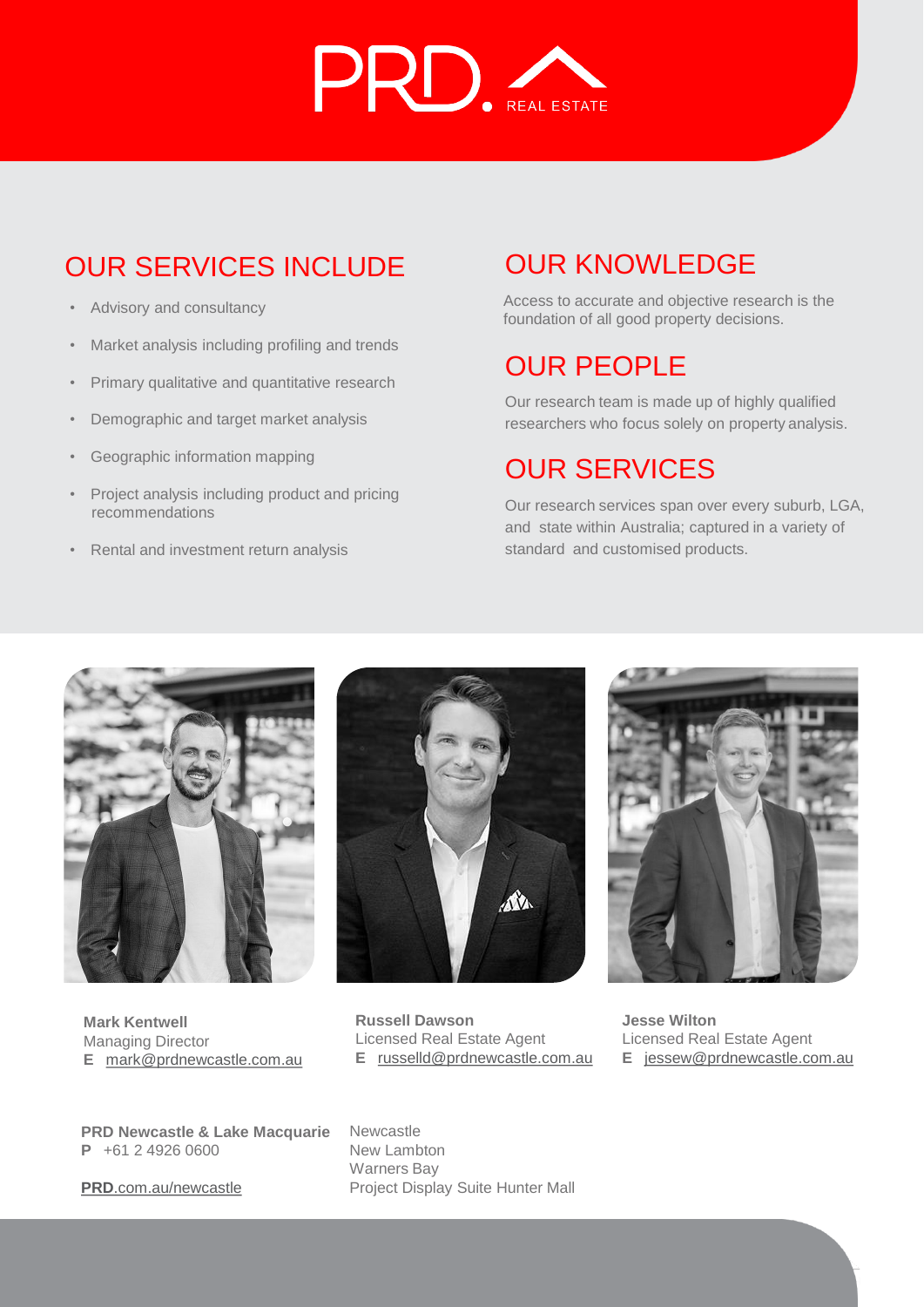PRD. REAL ESTATE

## OUR SERVICES INCLUDE

- Advisory and consultancy
- Market analysis including profiling and trends
- Primary qualitative and quantitative research
- Demographic and target market analysis
- Geographic information mapping
- Project analysis including product and pricing recommendations
- Rental and investment return analysis

## OUR KNOWLEDGE

Access to accurate and objective research is the foundation of all good property decisions.

## OUR PEOPLE

Our research team is made up of highly qualified researchers who focus solely on property analysis.

## OUR SERVICES

Our research services span over every suburb, LGA, and state within Australia; captured in a variety of standard and customised products.

**Mark Kentwell**
Managing Director
**E** mark@prdnewcastle.com.au

**Russell Dawson**
Licensed Real Estate Agent
**E** russelld@prdnewcastle.com.au

**Jesse Wilton**
Licensed Real Estate Agent
**E** jessew@prdnewcastle.com.au

**PRD Newcastle & Lake Macquarie**
**P** +61 2 4926 0600

**PRD**.com.au/newcastle

Newcastle
New Lambton
Warners Bay
Project Display Suite Hunter Mall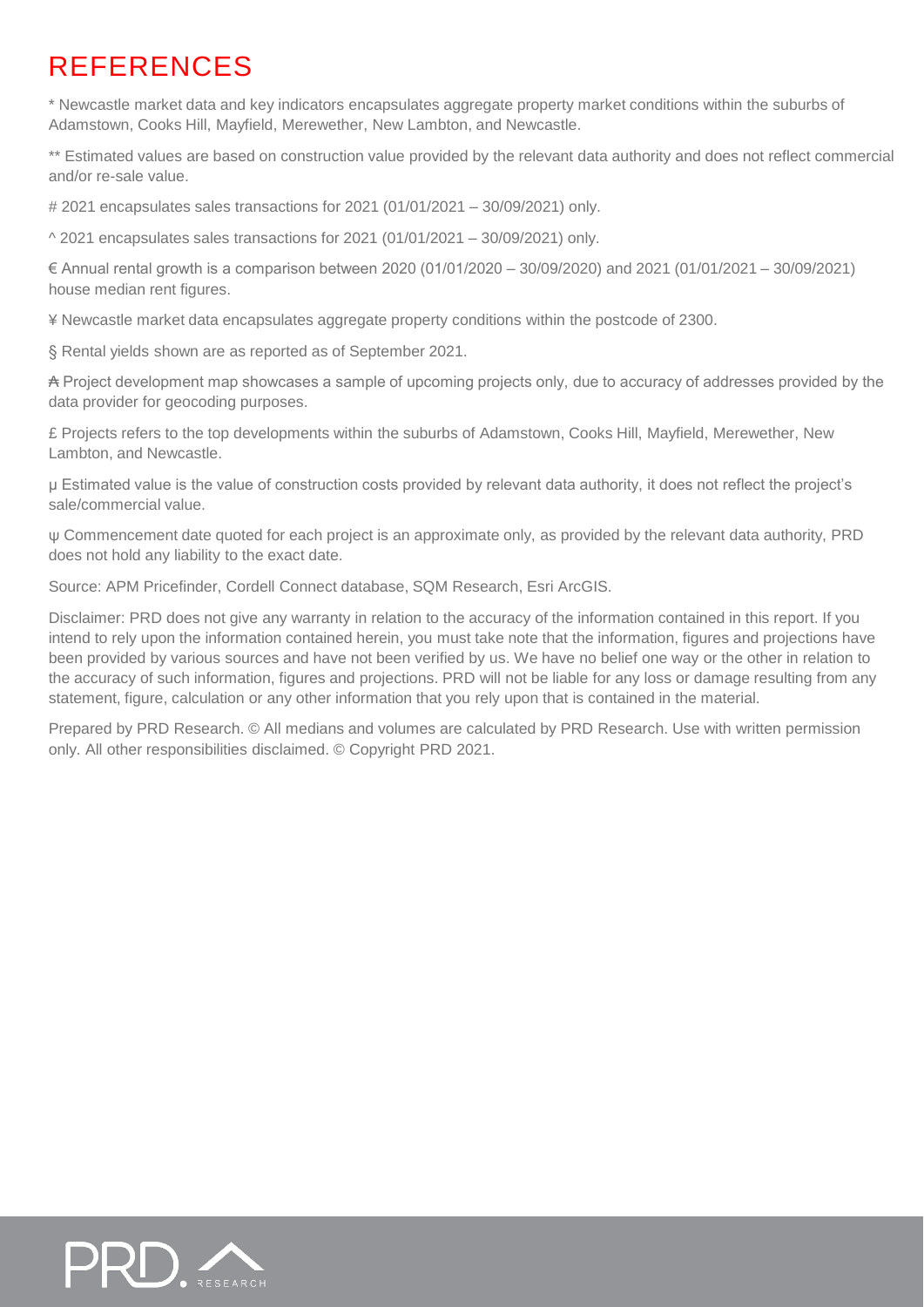# REFERENCES

* Newcastle market data and key indicators encapsulates aggregate property market conditions within the suburbs of Adamstown, Cooks Hill, Mayfield, Merewether, New Lambton, and Newcastle.

** Estimated values are based on construction value provided by the relevant data authority and does not reflect commercial and/or re-sale value.

# 2021 encapsulates sales transactions for 2021 (01/01/2021 – 30/09/2021) only.

^ 2021 encapsulates sales transactions for 2021 (01/01/2021 – 30/09/2021) only.

€ Annual rental growth is a comparison between 2020 (01/01/2020 – 30/09/2020) and 2021 (01/01/2021 – 30/09/2021) house median rent figures.

¥ Newcastle market data encapsulates aggregate property conditions within the postcode of 2300.

§ Rental yields shown are as reported as of September 2021.

₳ Project development map showcases a sample of upcoming projects only, due to accuracy of addresses provided by the data provider for geocoding purposes.

£ Projects refers to the top developments within the suburbs of Adamstown, Cooks Hill, Mayfield, Merewether, New Lambton, and Newcastle.

µ Estimated value is the value of construction costs provided by relevant data authority, it does not reflect the project's sale/commercial value.

ψ Commencement date quoted for each project is an approximate only, as provided by the relevant data authority, PRD does not hold any liability to the exact date.

Source: APM Pricefinder, Cordell Connect database, SQM Research, Esri ArcGIS.

Disclaimer: PRD does not give any warranty in relation to the accuracy of the information contained in this report. If you intend to rely upon the information contained herein, you must take note that the information, figures and projections have been provided by various sources and have not been verified by us. We have no belief one way or the other in relation to the accuracy of such information, figures and projections. PRD will not be liable for any loss or damage resulting from any statement, figure, calculation or any other information that you rely upon that is contained in the material.

Prepared by PRD Research. © All medians and volumes are calculated by PRD Research. Use with written permission only. All other responsibilities disclaimed. © Copyright PRD 2021.

PRD. RESEARCH